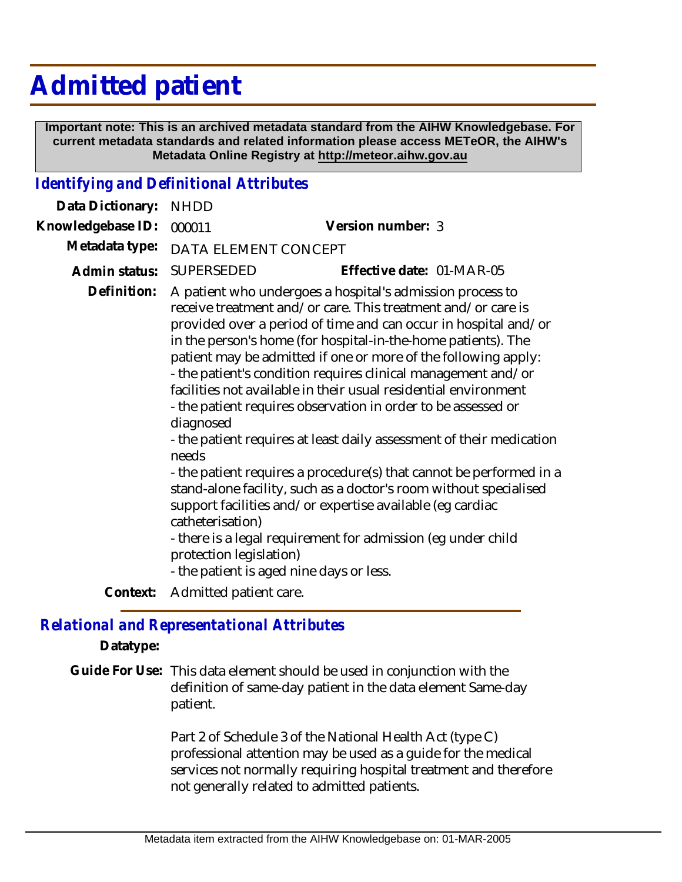# Admitted patient

**Important note: This is an archived metadata standard from the AIHW Knowledgebase. For current metadata standards and related information please access METeOR, the AIHW's Metadata Online Registry at http://meteor.aihw.gov.au**

## *Identifying and Definitional Attributes*

**Data Dictionary:** NHDD

**Knowledgebase ID:** 000011 **Version number:** 3

**Metadata type:** DATA ELEMENT CONCEPT

**Admin status:** SUPERSEDED **Effective date:** 01-MAR-05

**Definition:** A patient who undergoes a hospital's admission process to receive treatment and/or care. This treatment and/or care is provided over a period of time and can occur in hospital and/or in the person's home (for hospital-in-the-home patients). The patient may be admitted if one or more of the following apply:
- the patient's condition requires clinical management and/or facilities not available in their usual residential environment
- the patient requires observation in order to be assessed or diagnosed
- the patient requires at least daily assessment of their medication needs
- the patient requires a procedure(s) that cannot be performed in a stand-alone facility, such as a doctor's room without specialised support facilities and/or expertise available (eg cardiac catheterisation)
- there is a legal requirement for admission (eg under child protection legislation)
- the patient is aged nine days or less.

**Context:** Admitted patient care.

## *Relational and Representational Attributes*

**Datatype:**

**Guide For Use:** This data element should be used in conjunction with the definition of same-day patient in the data element Same-day patient.

Part 2 of Schedule 3 of the National Health Act (type C) professional attention may be used as a guide for the medical services not normally requiring hospital treatment and therefore not generally related to admitted patients.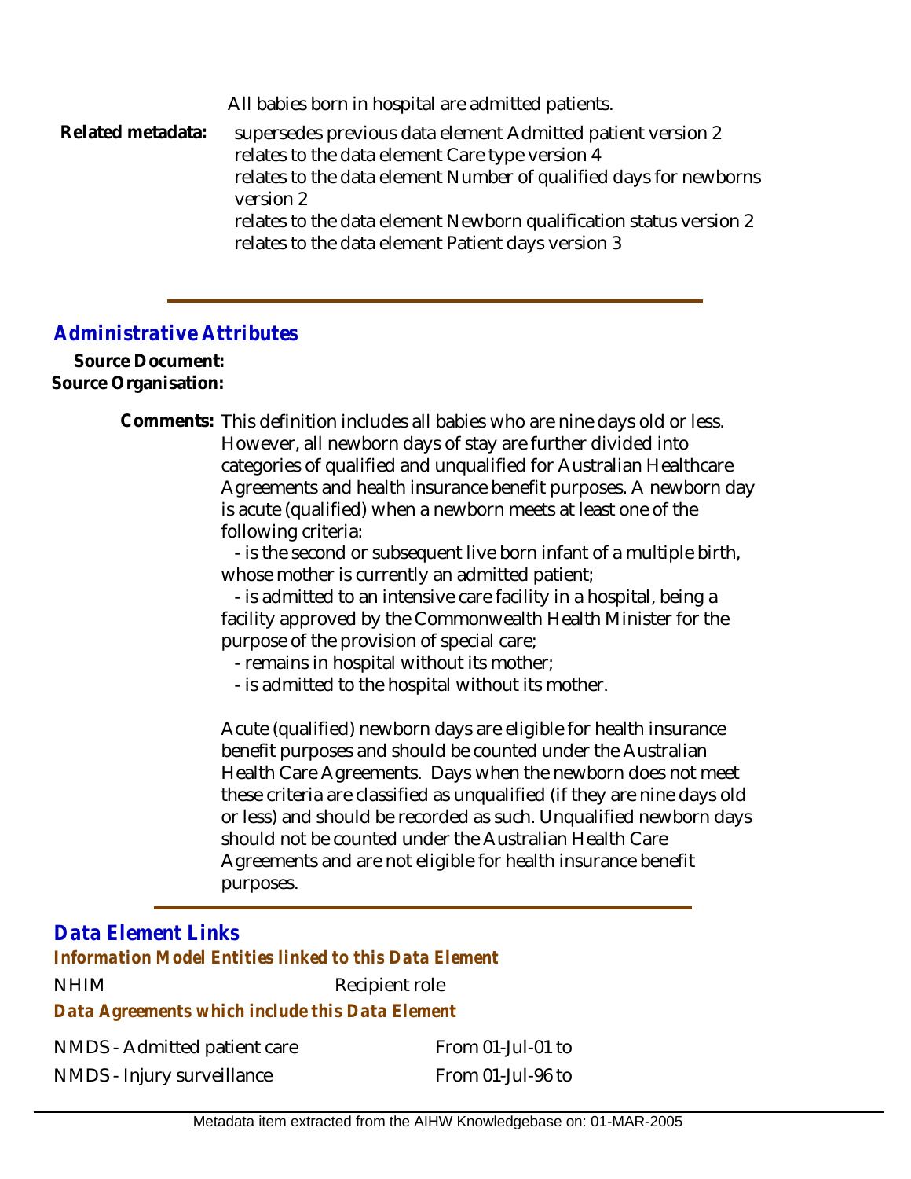All babies born in hospital are admitted patients.

**Related metadata:** supersedes previous data element Admitted patient version 2
relates to the data element Care type version 4
relates to the data element Number of qualified days for newborns version 2
relates to the data element Newborn qualification status version 2
relates to the data element Patient days version 3

## Administrative Attributes

**Source Document:**

**Source Organisation:**

**Comments:** This definition includes all babies who are nine days old or less. However, all newborn days of stay are further divided into categories of qualified and unqualified for Australian Healthcare Agreements and health insurance benefit purposes. A newborn day is acute (qualified) when a newborn meets at least one of the following criteria:

- is the second or subsequent live born infant of a multiple birth, whose mother is currently an admitted patient;
- is admitted to an intensive care facility in a hospital, being a facility approved by the Commonwealth Health Minister for the purpose of the provision of special care;
- remains in hospital without its mother;
- is admitted to the hospital without its mother.

Acute (qualified) newborn days are eligible for health insurance benefit purposes and should be counted under the Australian Health Care Agreements. Days when the newborn does not meet these criteria are classified as unqualified (if they are nine days old or less) and should be recorded as such. Unqualified newborn days should not be counted under the Australian Health Care Agreements and are not eligible for health insurance benefit purposes.

## Data Element Links

### Information Model Entities linked to this Data Element

| | |
|---|---|
| NHIM | Recipient role |

### Data Agreements which include this Data Element

| | |
|---|---|
| NMDS - Admitted patient care | From 01-Jul-01 to |
| NMDS - Injury surveillance | From 01-Jul-96 to |

Metadata item extracted from the AIHW Knowledgebase on: 01-MAR-2005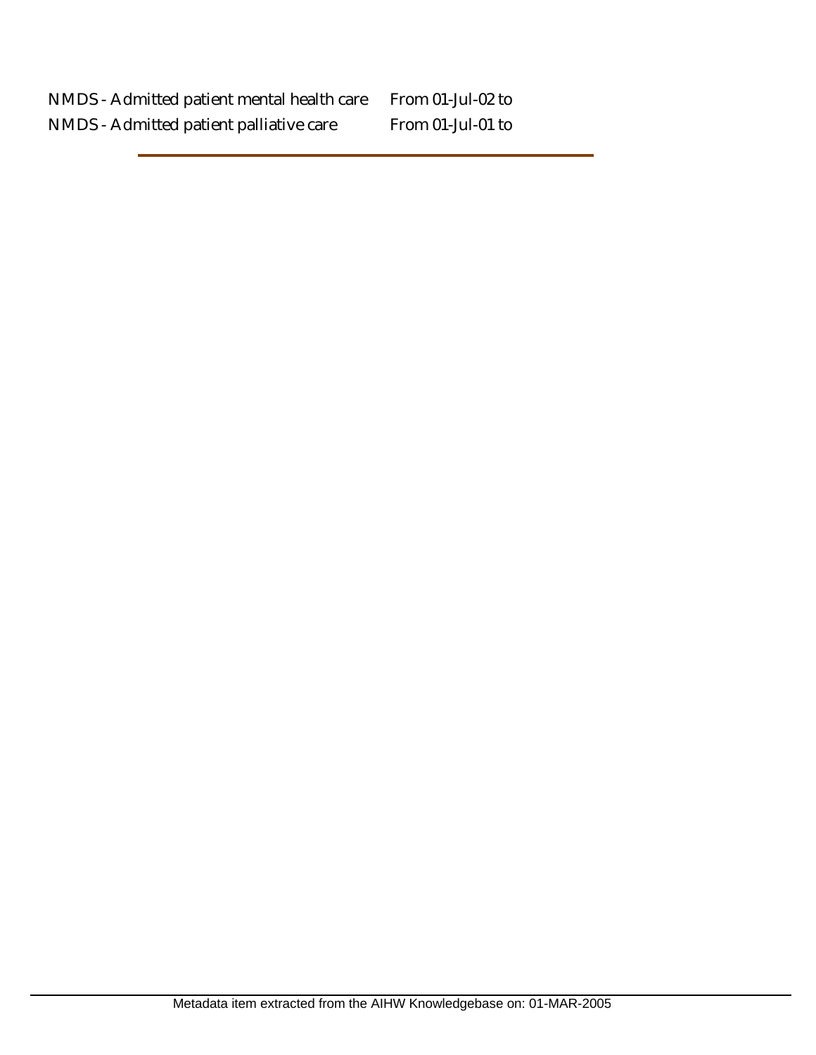| | |
|---|---|
| NMDS - Admitted patient mental health care | From 01-Jul-02 to |
| NMDS - Admitted patient palliative care | From 01-Jul-01 to |

Metadata item extracted from the AIHW Knowledgebase on: 01-MAR-2005